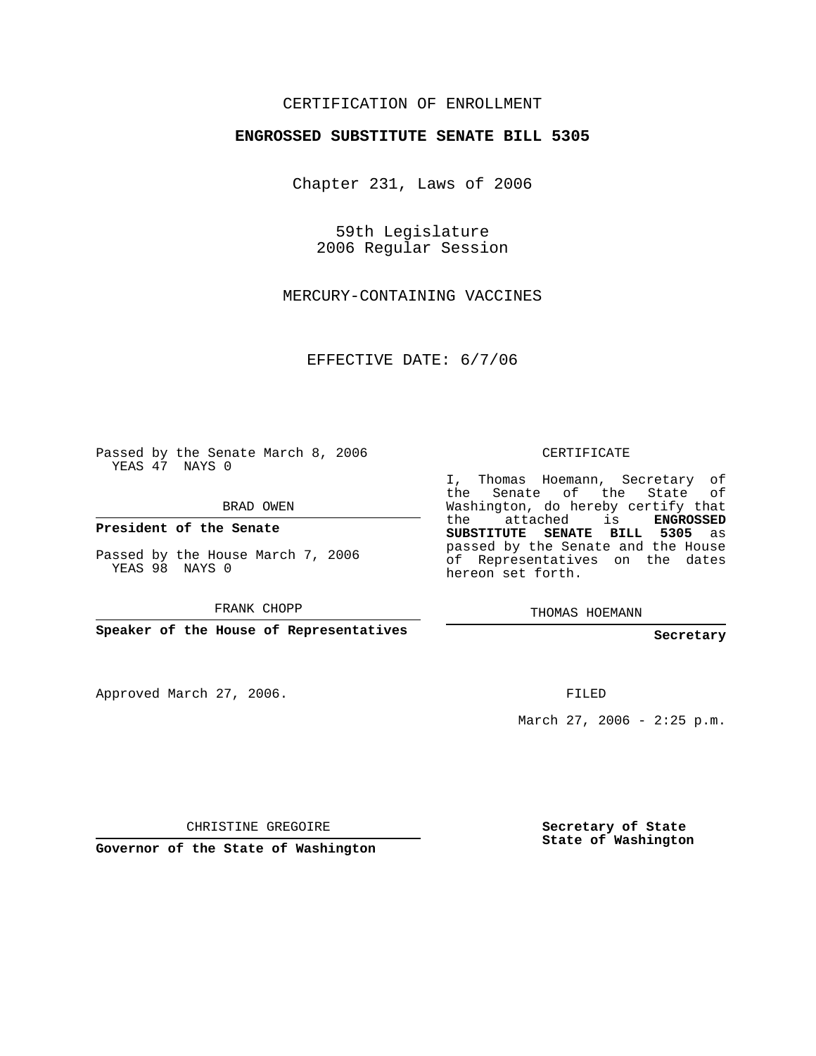CERTIFICATION OF ENROLLMENT

**ENGROSSED SUBSTITUTE SENATE BILL 5305**

Chapter 231, Laws of 2006

59th Legislature
2006 Regular Session

MERCURY-CONTAINING VACCINES

EFFECTIVE DATE: 6/7/06

Passed by the Senate March 8, 2006
YEAS 47 NAYS 0

BRAD OWEN

**President of the Senate**

Passed by the House March 7, 2006
YEAS 98 NAYS 0

FRANK CHOPP

**Speaker of the House of Representatives**

Approved March 27, 2006.

CHRISTINE GREGOIRE

**Governor of the State of Washington**

CERTIFICATE

I, Thomas Hoemann, Secretary of the Senate of the State of Washington, do hereby certify that the attached is **ENGROSSED SUBSTITUTE SENATE BILL 5305** as passed by the Senate and the House of Representatives on the dates hereon set forth.

THOMAS HOEMANN

**Secretary**

FILED

March 27, 2006 - 2:25 p.m.

**Secretary of State**
**State of Washington**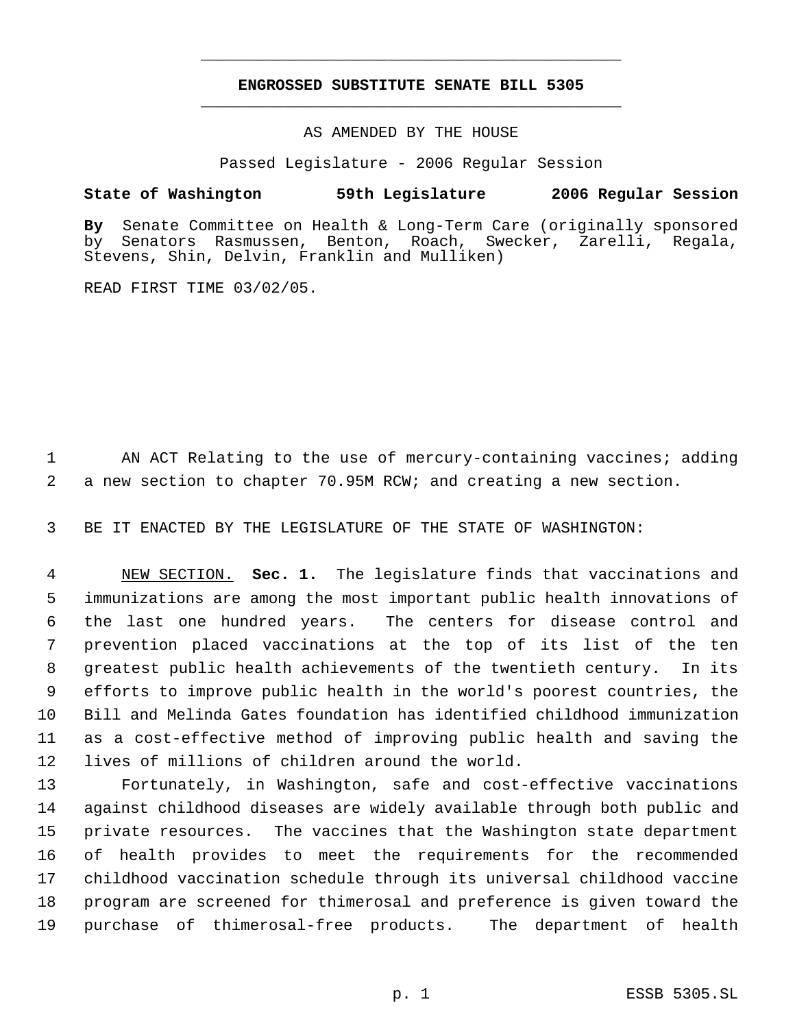**ENGROSSED SUBSTITUTE SENATE BILL 5305**

AS AMENDED BY THE HOUSE

Passed Legislature - 2006 Regular Session

**State of Washington 59th Legislature 2006 Regular Session**

**By** Senate Committee on Health & Long-Term Care (originally sponsored by Senators Rasmussen, Benton, Roach, Swecker, Zarelli, Regala, Stevens, Shin, Delvin, Franklin and Mulliken)

READ FIRST TIME 03/02/05.

AN ACT Relating to the use of mercury-containing vaccines; adding a new section to chapter 70.95M RCW; and creating a new section.

BE IT ENACTED BY THE LEGISLATURE OF THE STATE OF WASHINGTON:

NEW SECTION. **Sec. 1.** The legislature finds that vaccinations and immunizations are among the most important public health innovations of the last one hundred years. The centers for disease control and prevention placed vaccinations at the top of its list of the ten greatest public health achievements of the twentieth century. In its efforts to improve public health in the world's poorest countries, the Bill and Melinda Gates foundation has identified childhood immunization as a cost-effective method of improving public health and saving the lives of millions of children around the world.

Fortunately, in Washington, safe and cost-effective vaccinations against childhood diseases are widely available through both public and private resources. The vaccines that the Washington state department of health provides to meet the requirements for the recommended childhood vaccination schedule through its universal childhood vaccine program are screened for thimerosal and preference is given toward the purchase of thimerosal-free products. The department of health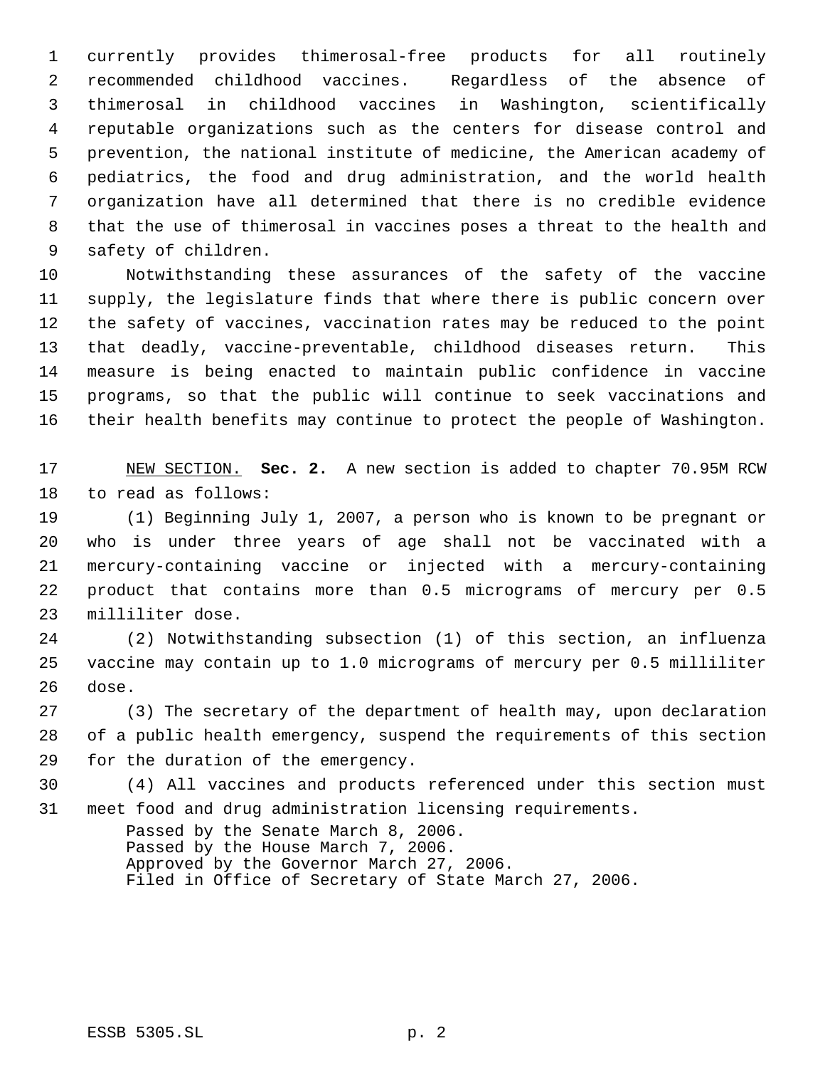currently provides thimerosal-free products for all routinely recommended childhood vaccines. Regardless of the absence of thimerosal in childhood vaccines in Washington, scientifically reputable organizations such as the centers for disease control and prevention, the national institute of medicine, the American academy of pediatrics, the food and drug administration, and the world health organization have all determined that there is no credible evidence that the use of thimerosal in vaccines poses a threat to the health and safety of children.

Notwithstanding these assurances of the safety of the vaccine supply, the legislature finds that where there is public concern over the safety of vaccines, vaccination rates may be reduced to the point that deadly, vaccine-preventable, childhood diseases return. This measure is being enacted to maintain public confidence in vaccine programs, so that the public will continue to seek vaccinations and their health benefits may continue to protect the people of Washington.

NEW SECTION. **Sec. 2.** A new section is added to chapter 70.95M RCW to read as follows:

(1) Beginning July 1, 2007, a person who is known to be pregnant or who is under three years of age shall not be vaccinated with a mercury-containing vaccine or injected with a mercury-containing product that contains more than 0.5 micrograms of mercury per 0.5 milliliter dose.

(2) Notwithstanding subsection (1) of this section, an influenza vaccine may contain up to 1.0 micrograms of mercury per 0.5 milliliter dose.

(3) The secretary of the department of health may, upon declaration of a public health emergency, suspend the requirements of this section for the duration of the emergency.

(4) All vaccines and products referenced under this section must meet food and drug administration licensing requirements.

Passed by the Senate March 8, 2006.
Passed by the House March 7, 2006.
Approved by the Governor March 27, 2006.
Filed in Office of Secretary of State March 27, 2006.